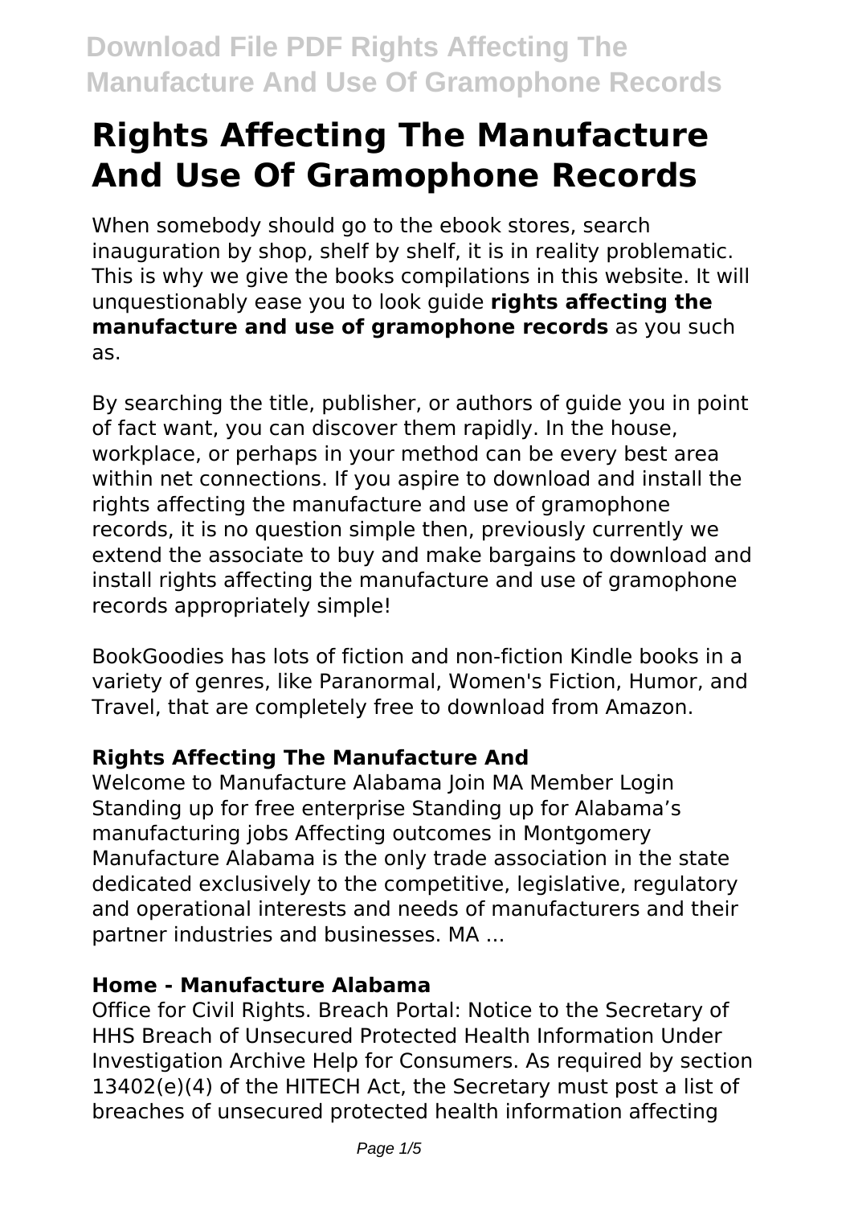# Rights Affecting The Manufacture And Use Of Gramophone Records

When somebody should go to the ebook stores, search inauguration by shop, shelf by shelf, it is in reality problematic. This is why we give the books compilations in this website. It will unquestionably ease you to look guide **rights affecting the manufacture and use of gramophone records** as you such as.

By searching the title, publisher, or authors of guide you in point of fact want, you can discover them rapidly. In the house, workplace, or perhaps in your method can be every best area within net connections. If you aspire to download and install the rights affecting the manufacture and use of gramophone records, it is no question simple then, previously currently we extend the associate to buy and make bargains to download and install rights affecting the manufacture and use of gramophone records appropriately simple!

BookGoodies has lots of fiction and non-fiction Kindle books in a variety of genres, like Paranormal, Women's Fiction, Humor, and Travel, that are completely free to download from Amazon.

### Rights Affecting The Manufacture And

Welcome to Manufacture Alabama Join MA Member Login Standing up for free enterprise Standing up for Alabama's manufacturing jobs Affecting outcomes in Montgomery Manufacture Alabama is the only trade association in the state dedicated exclusively to the competitive, legislative, regulatory and operational interests and needs of manufacturers and their partner industries and businesses. MA ...

### Home - Manufacture Alabama

Office for Civil Rights. Breach Portal: Notice to the Secretary of HHS Breach of Unsecured Protected Health Information Under Investigation Archive Help for Consumers. As required by section 13402(e)(4) of the HITECH Act, the Secretary must post a list of breaches of unsecured protected health information affecting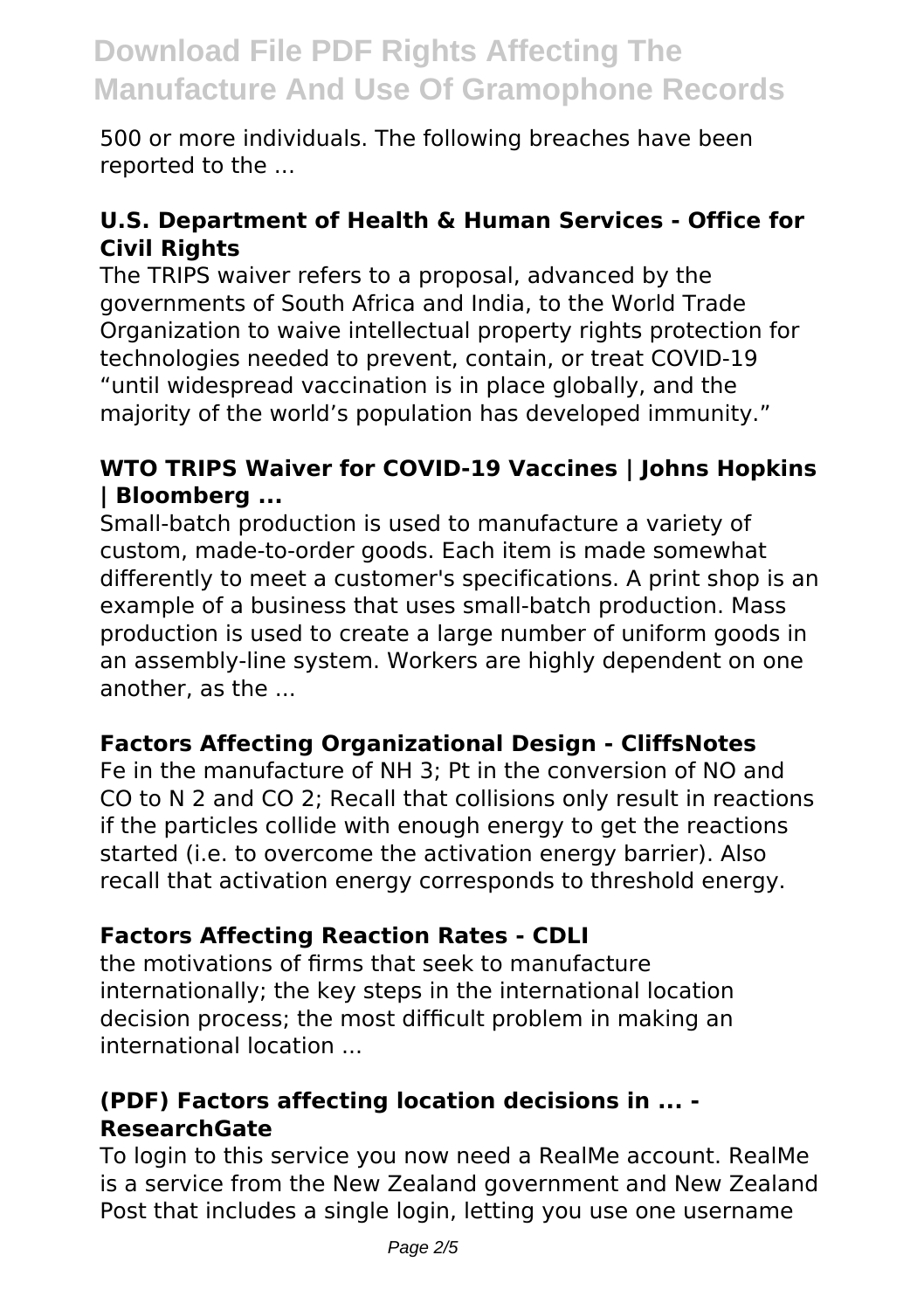500 or more individuals. The following breaches have been reported to the ...

### U.S. Department of Health & Human Services - Office for Civil Rights

The TRIPS waiver refers to a proposal, advanced by the governments of South Africa and India, to the World Trade Organization to waive intellectual property rights protection for technologies needed to prevent, contain, or treat COVID-19 “until widespread vaccination is in place globally, and the majority of the world’s population has developed immunity.”

### WTO TRIPS Waiver for COVID-19 Vaccines | Johns Hopkins | Bloomberg ...

Small-batch production is used to manufacture a variety of custom, made-to-order goods. Each item is made somewhat differently to meet a customer's specifications. A print shop is an example of a business that uses small-batch production. Mass production is used to create a large number of uniform goods in an assembly-line system. Workers are highly dependent on one another, as the ...

### Factors Affecting Organizational Design - CliffsNotes

Fe in the manufacture of $NH_3$; Pt in the conversion of NO and CO to $N_2$ and $CO_2$; Recall that collisions only result in reactions if the particles collide with enough energy to get the reactions started (i.e. to overcome the activation energy barrier). Also recall that activation energy corresponds to threshold energy.

### Factors Affecting Reaction Rates - CDLI

the motivations of firms that seek to manufacture internationally; the key steps in the international location decision process; the most difficult problem in making an international location ...

### (PDF) Factors affecting location decisions in ... - ResearchGate

To login to this service you now need a RealMe account. RealMe is a service from the New Zealand government and New Zealand Post that includes a single login, letting you use one username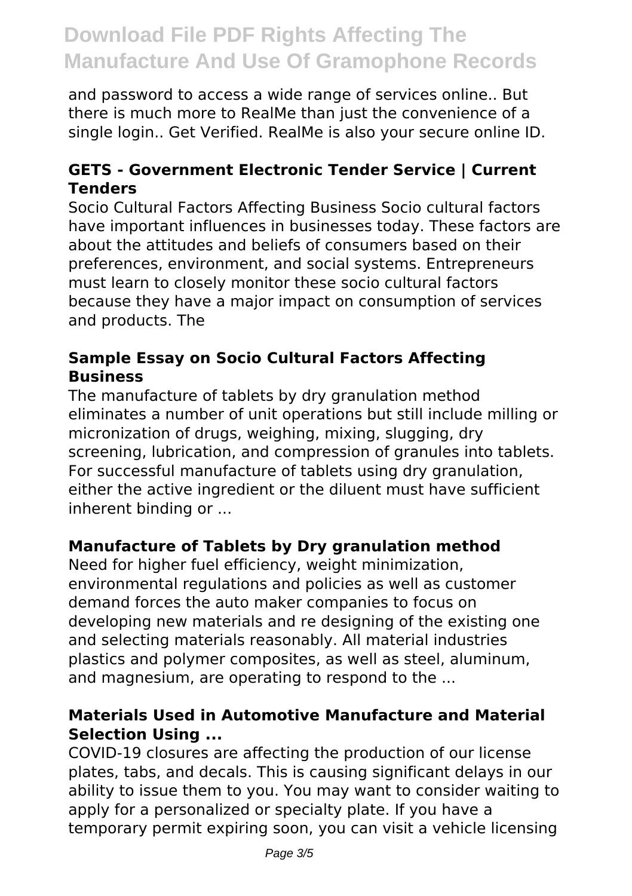and password to access a wide range of services online.. But there is much more to RealMe than just the convenience of a single login.. Get Verified. RealMe is also your secure online ID.

### GETS - Government Electronic Tender Service | Current Tenders

Socio Cultural Factors Affecting Business Socio cultural factors have important influences in businesses today. These factors are about the attitudes and beliefs of consumers based on their preferences, environment, and social systems. Entrepreneurs must learn to closely monitor these socio cultural factors because they have a major impact on consumption of services and products. The

### Sample Essay on Socio Cultural Factors Affecting Business

The manufacture of tablets by dry granulation method eliminates a number of unit operations but still include milling or micronization of drugs, weighing, mixing, slugging, dry screening, lubrication, and compression of granules into tablets. For successful manufacture of tablets using dry granulation, either the active ingredient or the diluent must have sufficient inherent binding or ...

### Manufacture of Tablets by Dry granulation method

Need for higher fuel efficiency, weight minimization, environmental regulations and policies as well as customer demand forces the auto maker companies to focus on developing new materials and re designing of the existing one and selecting materials reasonably. All material industries plastics and polymer composites, as well as steel, aluminum, and magnesium, are operating to respond to the ...

### Materials Used in Automotive Manufacture and Material Selection Using ...

COVID-19 closures are affecting the production of our license plates, tabs, and decals. This is causing significant delays in our ability to issue them to you. You may want to consider waiting to apply for a personalized or specialty plate. If you have a temporary permit expiring soon, you can visit a vehicle licensing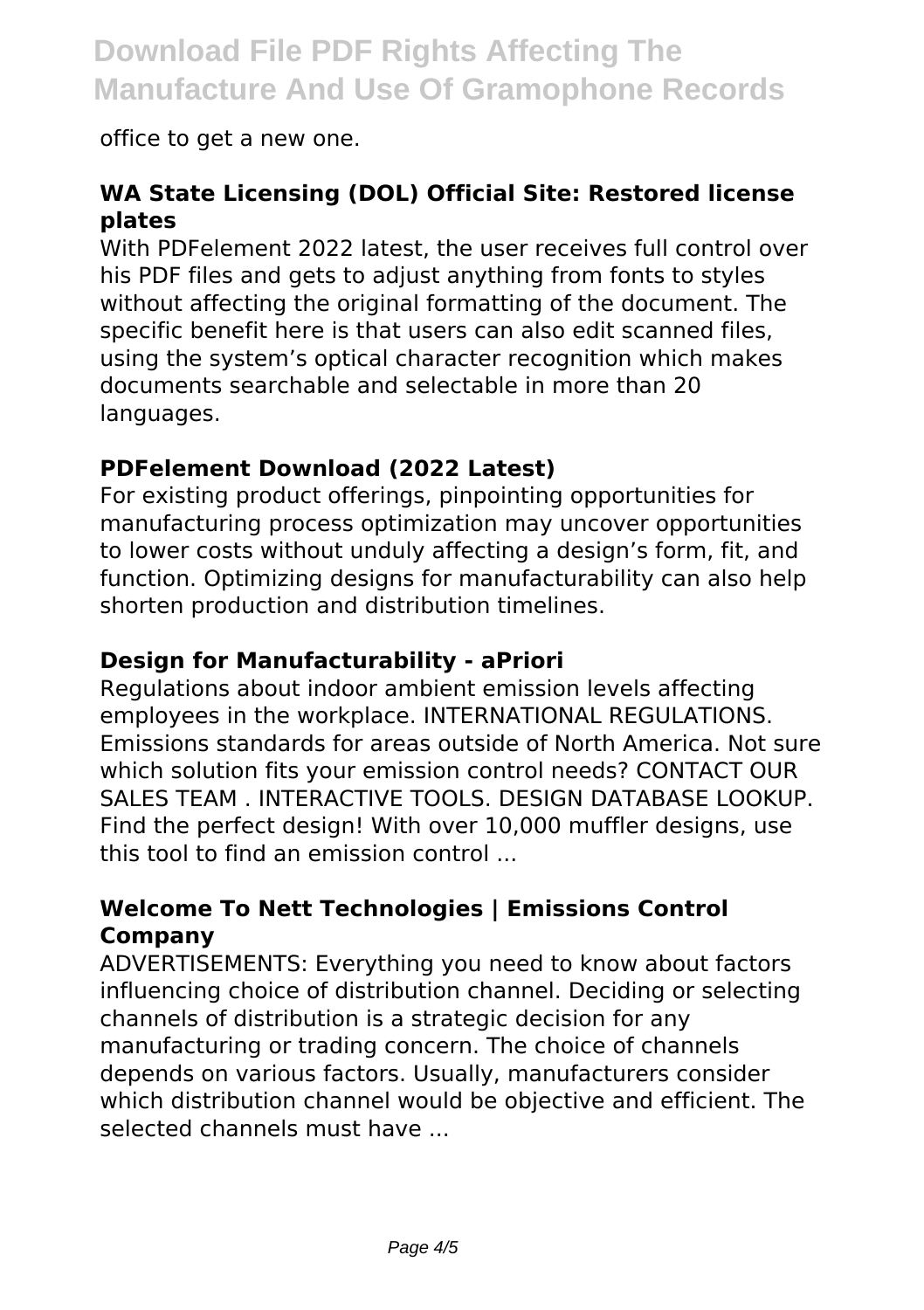office to get a new one.

**WA State Licensing (DOL) Official Site: Restored license plates**

With PDFelement 2022 latest, the user receives full control over his PDF files and gets to adjust anything from fonts to styles without affecting the original formatting of the document. The specific benefit here is that users can also edit scanned files, using the system's optical character recognition which makes documents searchable and selectable in more than 20 languages.

**PDFelement Download (2022 Latest)**

For existing product offerings, pinpointing opportunities for manufacturing process optimization may uncover opportunities to lower costs without unduly affecting a design's form, fit, and function. Optimizing designs for manufacturability can also help shorten production and distribution timelines.

**Design for Manufacturability - aPriori**

Regulations about indoor ambient emission levels affecting employees in the workplace. INTERNATIONAL REGULATIONS. Emissions standards for areas outside of North America. Not sure which solution fits your emission control needs? CONTACT OUR SALES TEAM . INTERACTIVE TOOLS. DESIGN DATABASE LOOKUP. Find the perfect design! With over 10,000 muffler designs, use this tool to find an emission control ...

**Welcome To Nett Technologies | Emissions Control Company**

ADVERTISEMENTS: Everything you need to know about factors influencing choice of distribution channel. Deciding or selecting channels of distribution is a strategic decision for any manufacturing or trading concern. The choice of channels depends on various factors. Usually, manufacturers consider which distribution channel would be objective and efficient. The selected channels must have ...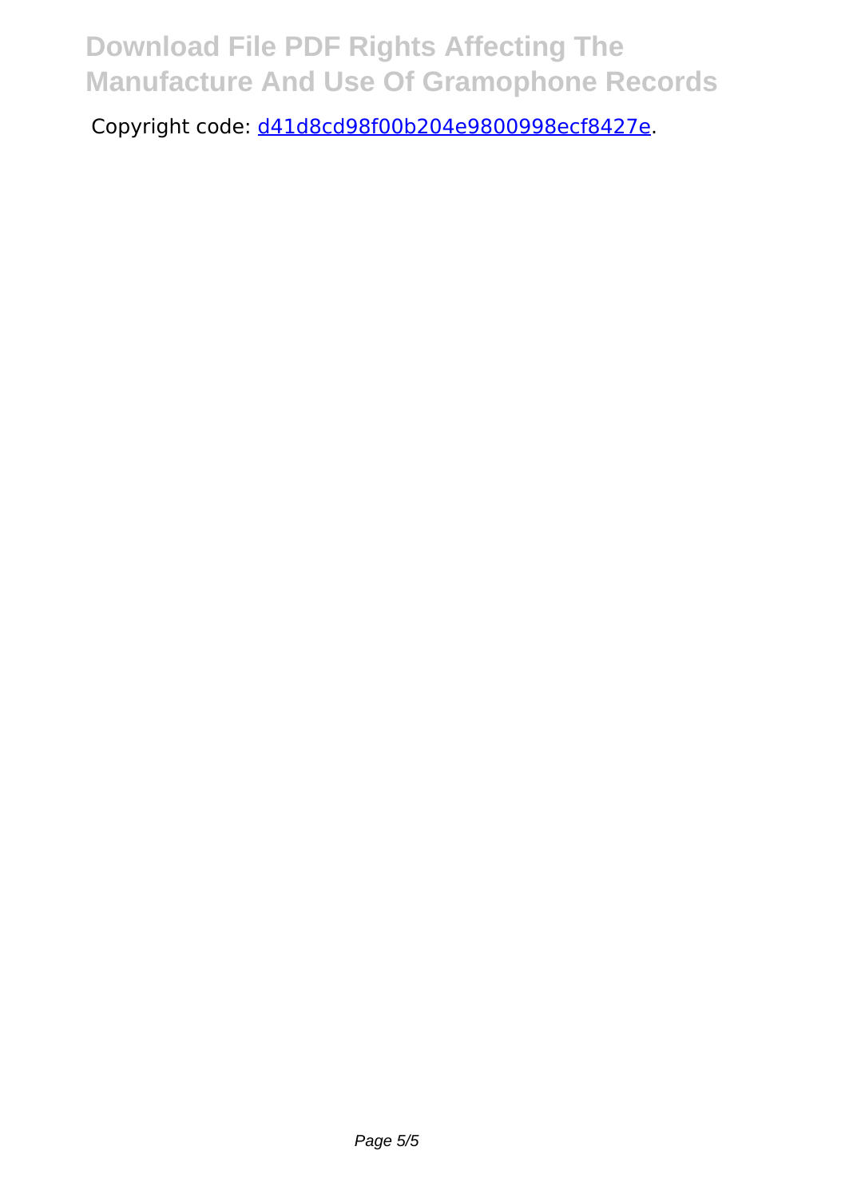Copyright code: d41d8cd98f00b204e9800998ecf8427e.